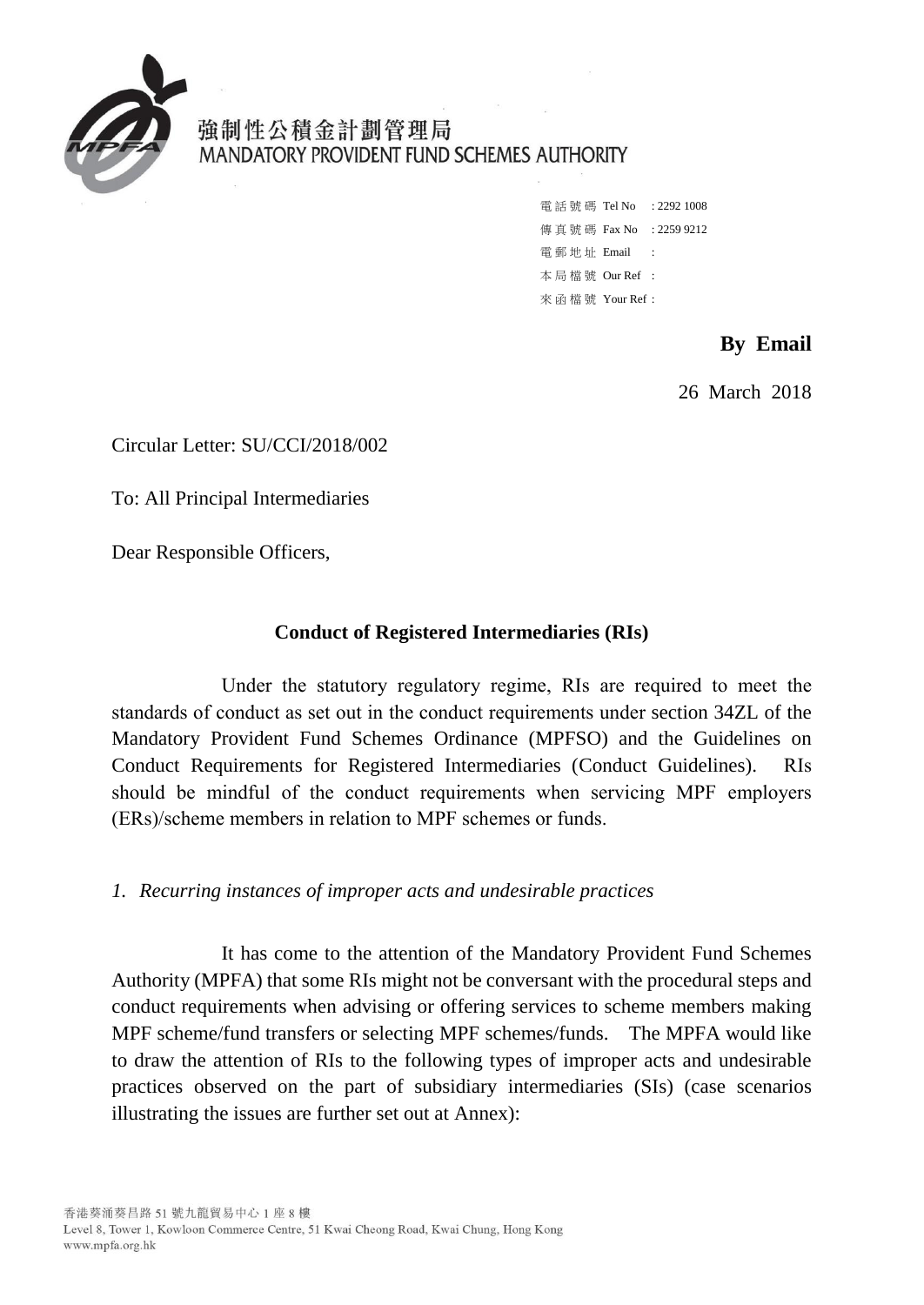強制性公積金計劃管理局
MANDATORY PROVIDENT FUND SCHEMES AUTHORITY

電話號碼 Tel No : 2292 1008
傳真號碼 Fax No : 2259 9212
電郵地址 Email :
本局檔號 Our Ref :
來函檔號 Your Ref :

**By Email**

26 March 2018

Circular Letter: SU/CCI/2018/002

To: All Principal Intermediaries

Dear Responsible Officers,

**Conduct of Registered Intermediaries (RIs)**

Under the statutory regulatory regime, RIs are required to meet the standards of conduct as set out in the conduct requirements under section 34ZL of the Mandatory Provident Fund Schemes Ordinance (MPFSO) and the Guidelines on Conduct Requirements for Registered Intermediaries (Conduct Guidelines). RIs should be mindful of the conduct requirements when servicing MPF employers (ERs)/scheme members in relation to MPF schemes or funds.

*1. Recurring instances of improper acts and undesirable practices*

It has come to the attention of the Mandatory Provident Fund Schemes Authority (MPFA) that some RIs might not be conversant with the procedural steps and conduct requirements when advising or offering services to scheme members making MPF scheme/fund transfers or selecting MPF schemes/funds. The MPFA would like to draw the attention of RIs to the following types of improper acts and undesirable practices observed on the part of subsidiary intermediaries (SIs) (case scenarios illustrating the issues are further set out at Annex):

香港葵涌葵昌路 51 號九龍貿易中心 1 座 8 樓
Level 8, Tower 1, Kowloon Commerce Centre, 51 Kwai Cheong Road, Kwai Chung, Hong Kong
www.mpfa.org.hk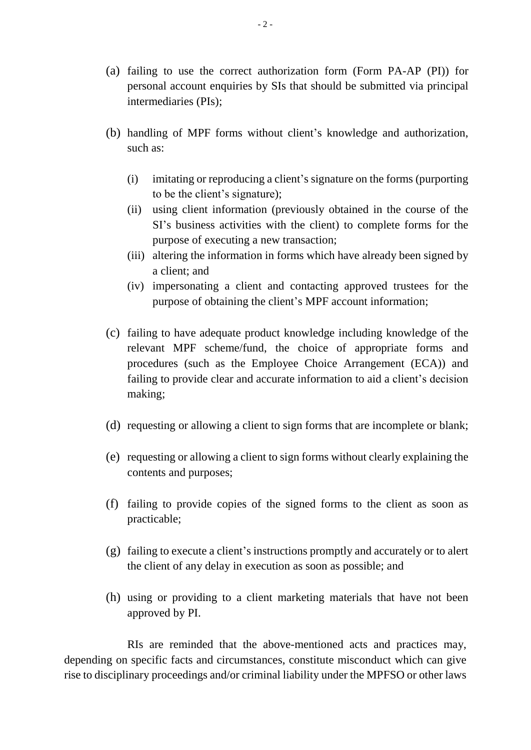(a) failing to use the correct authorization form (Form PA-AP (PI)) for personal account enquiries by SIs that should be submitted via principal intermediaries (PIs);

(b) handling of MPF forms without client's knowledge and authorization, such as:

   (i) imitating or reproducing a client's signature on the forms (purporting to be the client's signature);
   
   (ii) using client information (previously obtained in the course of the SI's business activities with the client) to complete forms for the purpose of executing a new transaction;
   
   (iii) altering the information in forms which have already been signed by a client; and
   
   (iv) impersonating a client and contacting approved trustees for the purpose of obtaining the client's MPF account information;

(c) failing to have adequate product knowledge including knowledge of the relevant MPF scheme/fund, the choice of appropriate forms and procedures (such as the Employee Choice Arrangement (ECA)) and failing to provide clear and accurate information to aid a client's decision making;

(d) requesting or allowing a client to sign forms that are incomplete or blank;

(e) requesting or allowing a client to sign forms without clearly explaining the contents and purposes;

(f) failing to provide copies of the signed forms to the client as soon as practicable;

(g) failing to execute a client's instructions promptly and accurately or to alert the client of any delay in execution as soon as possible; and

(h) using or providing to a client marketing materials that have not been approved by PI.

RIs are reminded that the above-mentioned acts and practices may, depending on specific facts and circumstances, constitute misconduct which can give rise to disciplinary proceedings and/or criminal liability under the MPFSO or other laws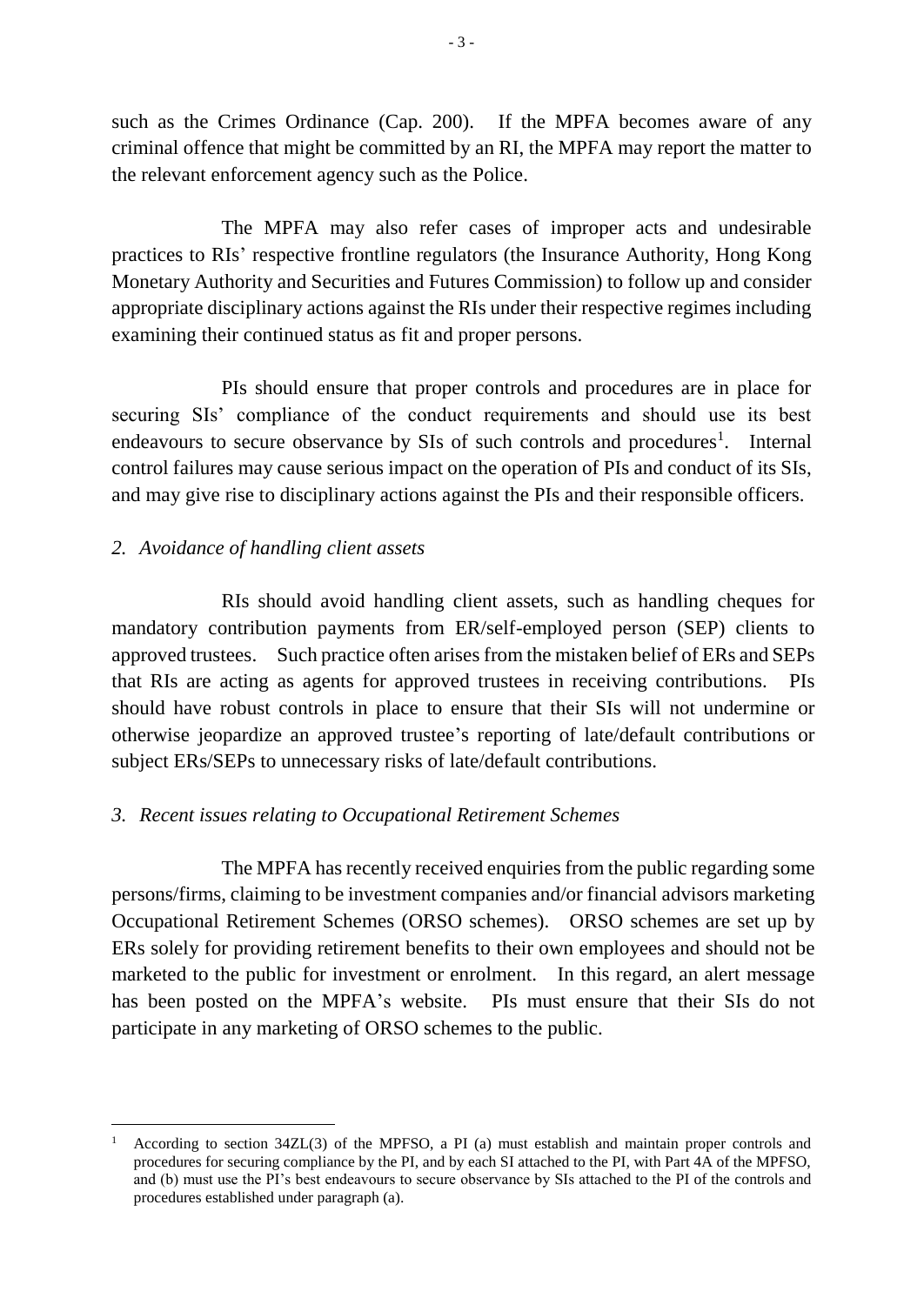such as the Crimes Ordinance (Cap. 200). If the MPFA becomes aware of any criminal offence that might be committed by an RI, the MPFA may report the matter to the relevant enforcement agency such as the Police.

The MPFA may also refer cases of improper acts and undesirable practices to RIs' respective frontline regulators (the Insurance Authority, Hong Kong Monetary Authority and Securities and Futures Commission) to follow up and consider appropriate disciplinary actions against the RIs under their respective regimes including examining their continued status as fit and proper persons.

PIs should ensure that proper controls and procedures are in place for securing SIs' compliance of the conduct requirements and should use its best endeavours to secure observance by SIs of such controls and procedures[1]. Internal control failures may cause serious impact on the operation of PIs and conduct of its SIs, and may give rise to disciplinary actions against the PIs and their responsible officers.

*2. Avoidance of handling client assets*

RIs should avoid handling client assets, such as handling cheques for mandatory contribution payments from ER/self-employed person (SEP) clients to approved trustees. Such practice often arises from the mistaken belief of ERs and SEPs that RIs are acting as agents for approved trustees in receiving contributions. PIs should have robust controls in place to ensure that their SIs will not undermine or otherwise jeopardize an approved trustee's reporting of late/default contributions or subject ERs/SEPs to unnecessary risks of late/default contributions.

*3. Recent issues relating to Occupational Retirement Schemes*

The MPFA has recently received enquiries from the public regarding some persons/firms, claiming to be investment companies and/or financial advisors marketing Occupational Retirement Schemes (ORSO schemes). ORSO schemes are set up by ERs solely for providing retirement benefits to their own employees and should not be marketed to the public for investment or enrolment. In this regard, an alert message has been posted on the MPFA's website. PIs must ensure that their SIs do not participate in any marketing of ORSO schemes to the public.

---

[1] According to section 34ZL(3) of the MPFSO, a PI (a) must establish and maintain proper controls and procedures for securing compliance by the PI, and by each SI attached to the PI, with Part 4A of the MPFSO, and (b) must use the PI's best endeavours to secure observance by SIs attached to the PI of the controls and procedures established under paragraph (a).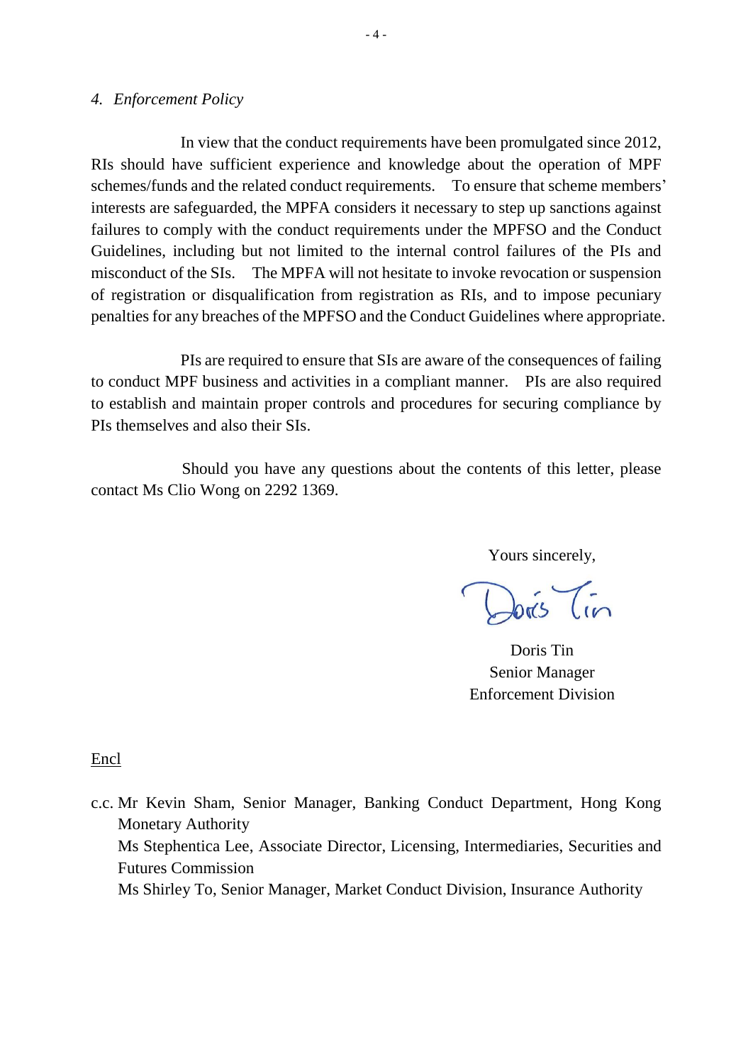*4. Enforcement Policy*

In view that the conduct requirements have been promulgated since 2012, RIs should have sufficient experience and knowledge about the operation of MPF schemes/funds and the related conduct requirements. To ensure that scheme members' interests are safeguarded, the MPFA considers it necessary to step up sanctions against failures to comply with the conduct requirements under the MPFSO and the Conduct Guidelines, including but not limited to the internal control failures of the PIs and misconduct of the SIs. The MPFA will not hesitate to invoke revocation or suspension of registration or disqualification from registration as RIs, and to impose pecuniary penalties for any breaches of the MPFSO and the Conduct Guidelines where appropriate.

PIs are required to ensure that SIs are aware of the consequences of failing to conduct MPF business and activities in a compliant manner. PIs are also required to establish and maintain proper controls and procedures for securing compliance by PIs themselves and also their SIs.

Should you have any questions about the contents of this letter, please contact Ms Clio Wong on 2292 1369.

Yours sincerely,

Doris Tin

Doris Tin
Senior Manager
Enforcement Division

Encl

c.c. Mr Kevin Sham, Senior Manager, Banking Conduct Department, Hong Kong Monetary Authority
Ms Stephentica Lee, Associate Director, Licensing, Intermediaries, Securities and Futures Commission
Ms Shirley To, Senior Manager, Market Conduct Division, Insurance Authority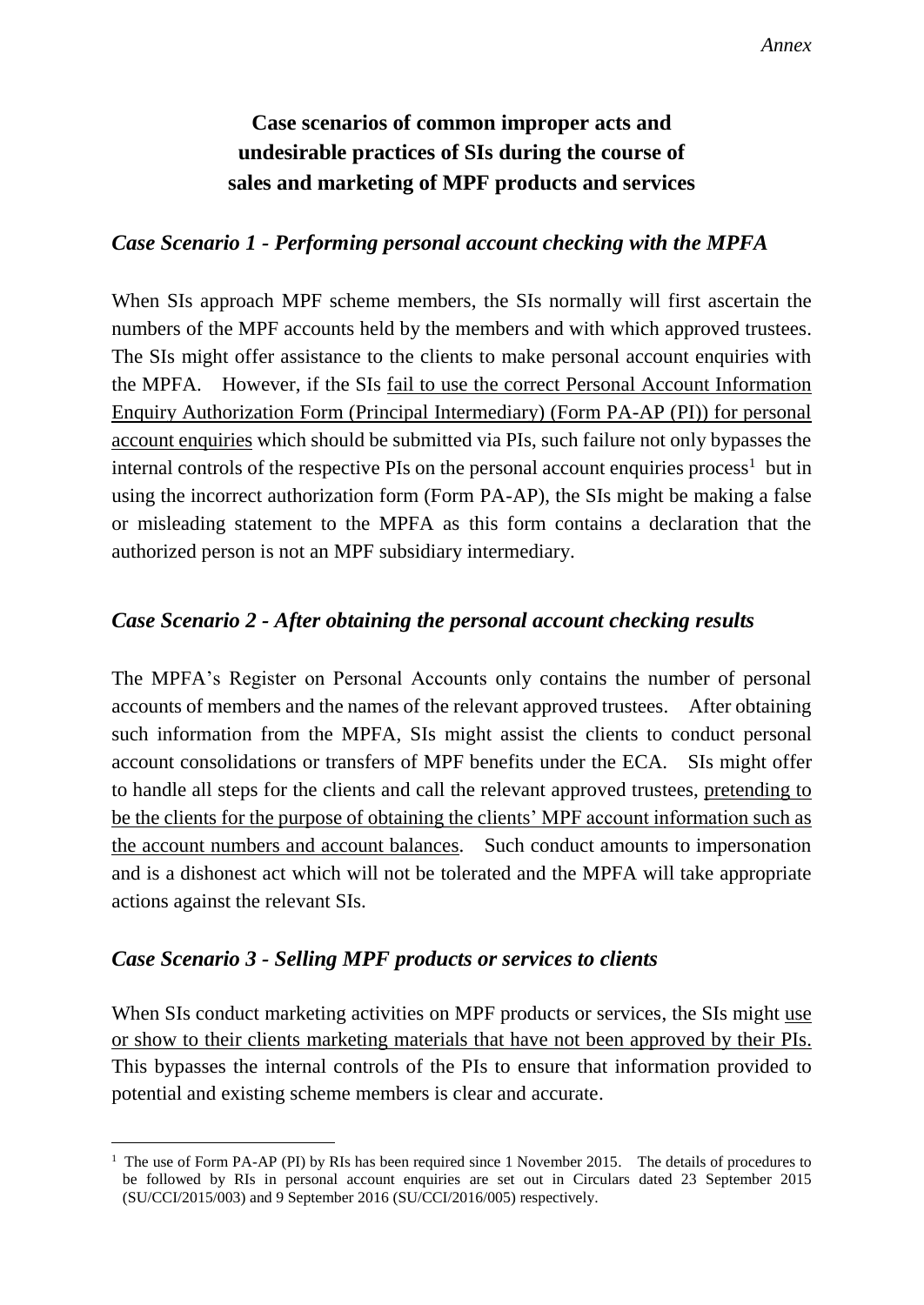*Annex*

**Case scenarios of common improper acts and undesirable practices of SIs during the course of sales and marketing of MPF products and services**

## *Case Scenario 1 - Performing personal account checking with the MPFA*

When SIs approach MPF scheme members, the SIs normally will first ascertain the numbers of the MPF accounts held by the members and with which approved trustees. The SIs might offer assistance to the clients to make personal account enquiries with the MPFA. However, if the SIs <u>fail to use the correct Personal Account Information Enquiry Authorization Form (Principal Intermediary) (Form PA-AP (PI)) for personal account enquiries</u> which should be submitted via PIs, such failure not only bypasses the internal controls of the respective PIs on the personal account enquiries process[1] but in using the incorrect authorization form (Form PA-AP), the SIs might be making a false or misleading statement to the MPFA as this form contains a declaration that the authorized person is not an MPF subsidiary intermediary.

## *Case Scenario 2 - After obtaining the personal account checking results*

The MPFA's Register on Personal Accounts only contains the number of personal accounts of members and the names of the relevant approved trustees. After obtaining such information from the MPFA, SIs might assist the clients to conduct personal account consolidations or transfers of MPF benefits under the ECA. SIs might offer to handle all steps for the clients and call the relevant approved trustees, <u>pretending to be the clients for the purpose of obtaining the clients' MPF account information such as the account numbers and account balances</u>. Such conduct amounts to impersonation and is a dishonest act which will not be tolerated and the MPFA will take appropriate actions against the relevant SIs.

## *Case Scenario 3 - Selling MPF products or services to clients*

When SIs conduct marketing activities on MPF products or services, the SIs might <u>use or show to their clients marketing materials that have not been approved by their PIs.</u> This bypasses the internal controls of the PIs to ensure that information provided to potential and existing scheme members is clear and accurate.

---

[1] The use of Form PA-AP (PI) by RIs has been required since 1 November 2015. The details of procedures to be followed by RIs in personal account enquiries are set out in Circulars dated 23 September 2015 (SU/CCI/2015/003) and 9 September 2016 (SU/CCI/2016/005) respectively.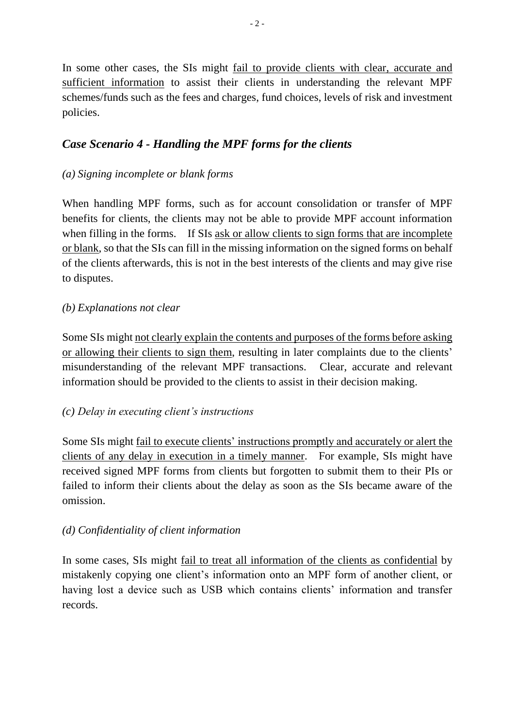In some other cases, the SIs might fail to provide clients with clear, accurate and sufficient information to assist their clients in understanding the relevant MPF schemes/funds such as the fees and charges, fund choices, levels of risk and investment policies.

## *Case Scenario 4 - Handling the MPF forms for the clients*

### *(a) Signing incomplete or blank forms*

When handling MPF forms, such as for account consolidation or transfer of MPF benefits for clients, the clients may not be able to provide MPF account information when filling in the forms. If SIs ask or allow clients to sign forms that are incomplete or blank, so that the SIs can fill in the missing information on the signed forms on behalf of the clients afterwards, this is not in the best interests of the clients and may give rise to disputes.

### *(b) Explanations not clear*

Some SIs might not clearly explain the contents and purposes of the forms before asking or allowing their clients to sign them, resulting in later complaints due to the clients' misunderstanding of the relevant MPF transactions. Clear, accurate and relevant information should be provided to the clients to assist in their decision making.

### *(c) Delay in executing client's instructions*

Some SIs might fail to execute clients' instructions promptly and accurately or alert the clients of any delay in execution in a timely manner. For example, SIs might have received signed MPF forms from clients but forgotten to submit them to their PIs or failed to inform their clients about the delay as soon as the SIs became aware of the omission.

### *(d) Confidentiality of client information*

In some cases, SIs might fail to treat all information of the clients as confidential by mistakenly copying one client's information onto an MPF form of another client, or having lost a device such as USB which contains clients' information and transfer records.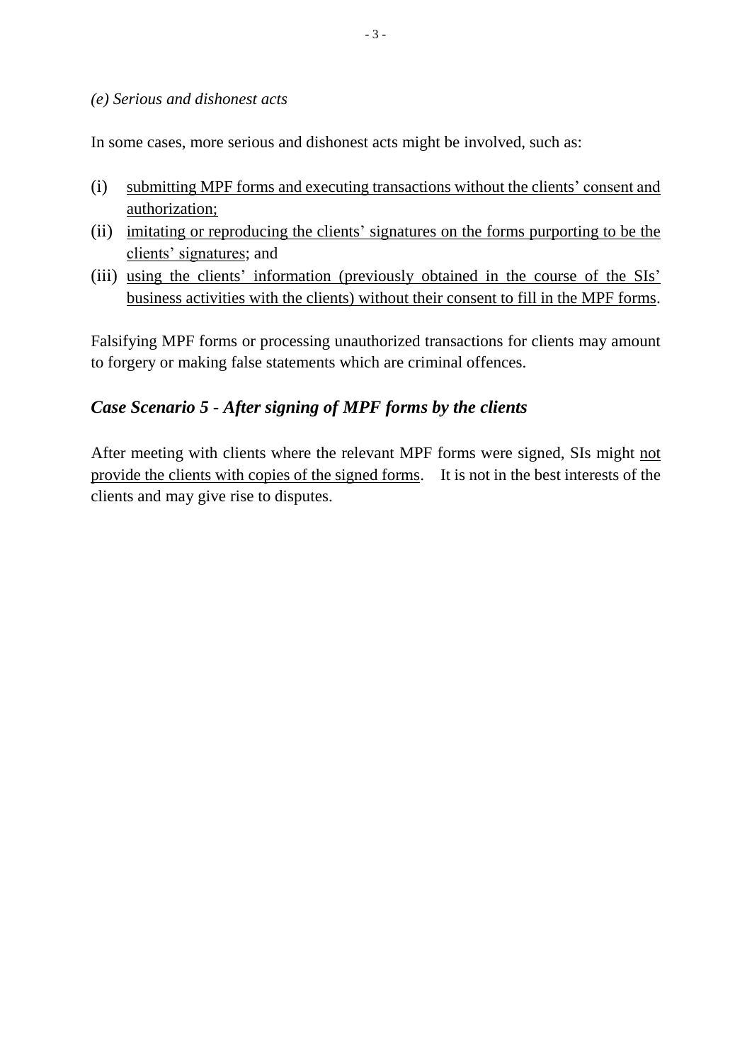*(e) Serious and dishonest acts*

In some cases, more serious and dishonest acts might be involved, such as:

(i) <u>submitting MPF forms and executing transactions without the clients' consent and authorization;</u>
(ii) <u>imitating or reproducing the clients' signatures on the forms purporting to be the clients' signatures</u>; and
(iii) <u>using the clients' information (previously obtained in the course of the SIs' business activities with the clients) without their consent to fill in the MPF forms</u>.

Falsifying MPF forms or processing unauthorized transactions for clients may amount to forgery or making false statements which are criminal offences.

## *Case Scenario 5 - After signing of MPF forms by the clients*

After meeting with clients where the relevant MPF forms were signed, SIs might <u>not provide the clients with copies of the signed forms</u>. It is not in the best interests of the clients and may give rise to disputes.